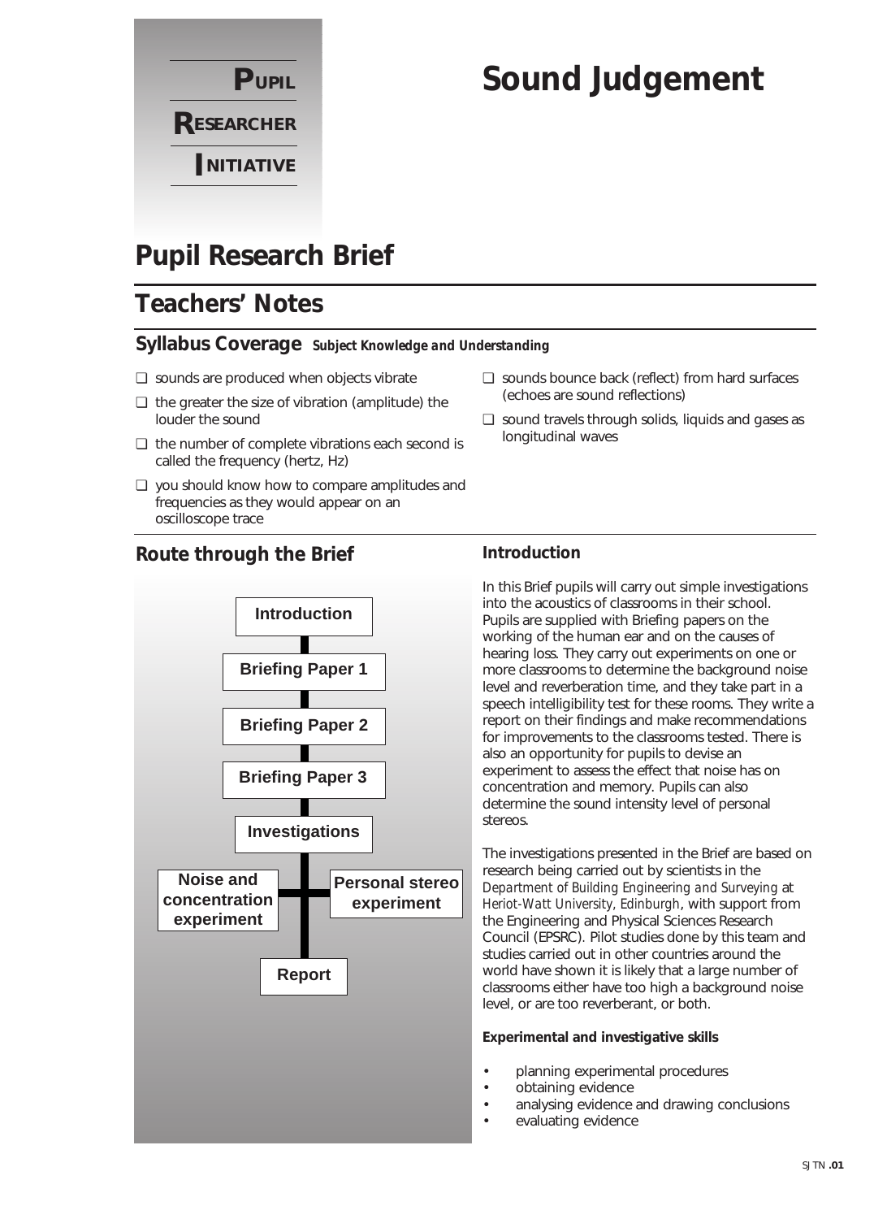**PUPIL RESEARCHER INITIATIVE**

# Sound Judgement

## Pupil Research Brief

## Teachers' Notes

### Syllabus Coverage *Subject Knowledge and Understanding*

- ❑ sounds are produced when objects vibrate
- ❑ the greater the size of vibration (amplitude) the louder the sound
- ❑ the number of complete vibrations each second is called the frequency (hertz, Hz)
- ❑ you should know how to compare amplitudes and frequencies as they would appear on an oscilloscope trace
- ❑ sounds bounce back (reflect) from hard surfaces (echoes are sound reflections)
- ❑ sound travels through solids, liquids and gases as longitudinal waves

### Route through the Brief

Introduction → Briefing Paper 1 → Briefing Paper 2 → Briefing Paper 3 → Investigations → (Noise and concentration experiment / Personal stereo experiment) → Report

### Introduction

In this Brief pupils will carry out simple investigations into the acoustics of classrooms in their school. Pupils are supplied with Briefing papers on the working of the human ear and on the causes of hearing loss. They carry out experiments on one or more classrooms to determine the background noise level and reverberation time, and they take part in a speech intelligibility test for these rooms. They write a report on their findings and make recommendations for improvements to the classrooms tested. There is also an opportunity for pupils to devise an experiment to assess the effect that noise has on concentration and memory. Pupils can also determine the sound intensity level of personal stereos.

The investigations presented in the Brief are based on research being carried out by scientists in the *Department of Building Engineering and Surveying* at *Heriot-Watt University, Edinburgh*, with support from the Engineering and Physical Sciences Research Council (EPSRC). Pilot studies done by this team and studies carried out in other countries around the world have shown it is likely that a large number of classrooms either have too high a background noise level, or are too reverberant, or both.

**Experimental and investigative skills**

- planning experimental procedures
- obtaining evidence
- analysing evidence and drawing conclusions
- evaluating evidence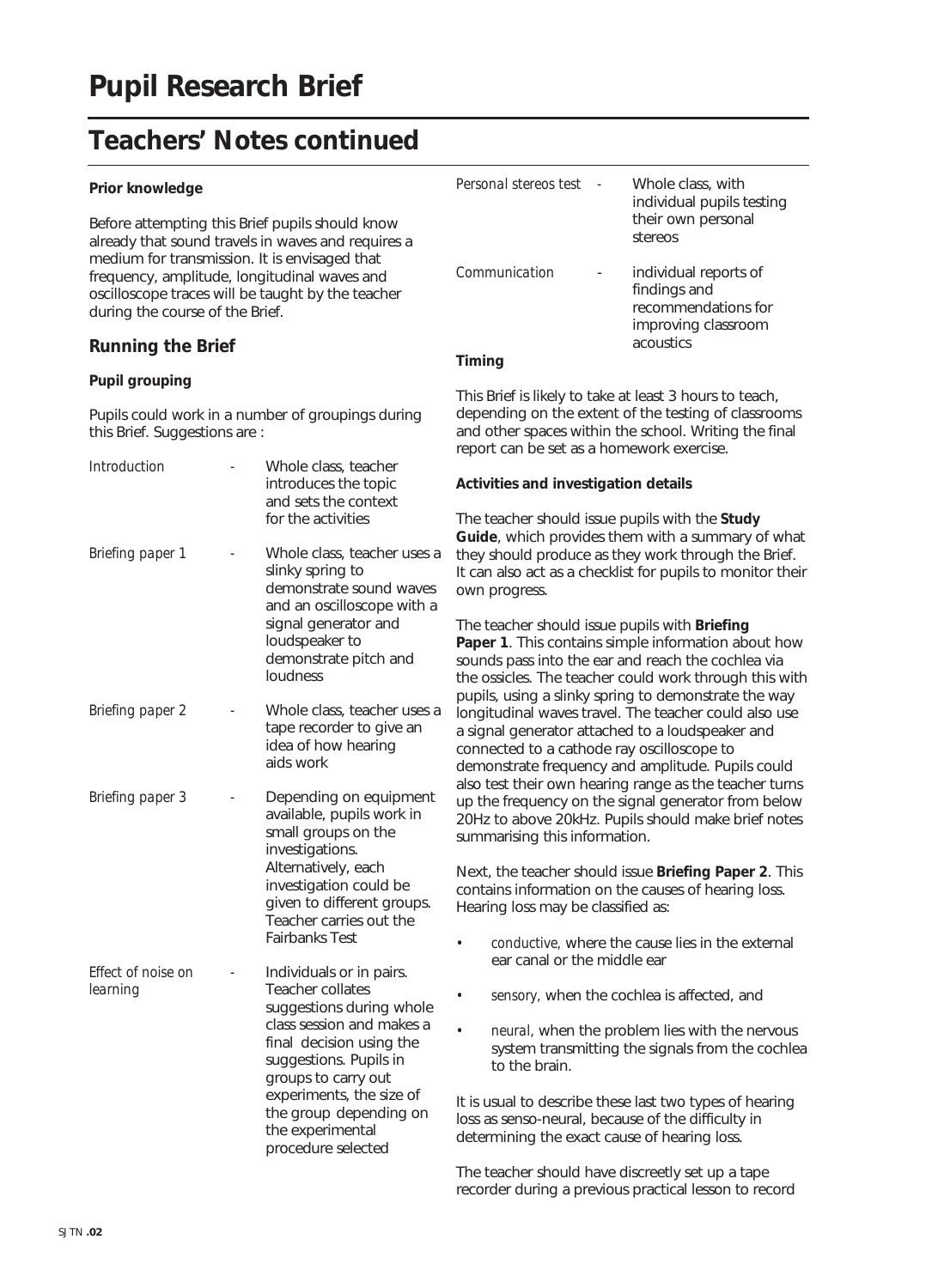# Pupil Research Brief

## Teachers' Notes continued

**Prior knowledge**

Before attempting this Brief pupils should know already that sound travels in waves and requires a medium for transmission. It is envisaged that frequency, amplitude, longitudinal waves and oscilloscope traces will be taught by the teacher during the course of the Brief.

### Running the Brief

**Pupil grouping**

Pupils could work in a number of groupings during this Brief. Suggestions are :

| | | |
|---|---|---|
| *Introduction* | - | Whole class, teacher introduces the topic and sets the context for the activities |
| *Briefing paper 1* | - | Whole class, teacher uses a slinky spring to demonstrate sound waves and an oscilloscope with a signal generator and loudspeaker to demonstrate pitch and loudness |
| *Briefing paper 2* | - | Whole class, teacher uses a tape recorder to give an idea of how hearing aids work |
| *Briefing paper 3* | - | Depending on equipment available, pupils work in small groups on the investigations. Alternatively, each investigation could be given to different groups. Teacher carries out the Fairbanks Test |
| *Effect of noise on learning* | - | Individuals or in pairs. Teacher collates suggestions during whole class session and makes a final decision using the suggestions. Pupils in groups to carry out experiments, the size of the group depending on the experimental procedure selected |
| *Personal stereos test* | - | Whole class, with individual pupils testing their own personal stereos |
| *Communication* | - | individual reports of findings and recommendations for improving classroom acoustics |

**Timing**

This Brief is likely to take at least 3 hours to teach, depending on the extent of the testing of classrooms and other spaces within the school. Writing the final report can be set as a homework exercise.

**Activities and investigation details**

The teacher should issue pupils with the **Study Guide**, which provides them with a summary of what they should produce as they work through the Brief. It can also act as a checklist for pupils to monitor their own progress.

The teacher should issue pupils with **Briefing Paper 1**. This contains simple information about how sounds pass into the ear and reach the cochlea via the ossicles. The teacher could work through this with pupils, using a slinky spring to demonstrate the way longitudinal waves travel. The teacher could also use a signal generator attached to a loudspeaker and connected to a cathode ray oscilloscope to demonstrate frequency and amplitude. Pupils could also test their own hearing range as the teacher turns up the frequency on the signal generator from below 20Hz to above 20kHz. Pupils should make brief notes summarising this information.

Next, the teacher should issue **Briefing Paper 2**. This contains information on the causes of hearing loss. Hearing loss may be classified as:

- *conductive,* where the cause lies in the external ear canal or the middle ear
- *sensory,* when the cochlea is affected, and
- *neural,* when the problem lies with the nervous system transmitting the signals from the cochlea to the brain.

It is usual to describe these last two types of hearing loss as senso-neural, because of the difficulty in determining the exact cause of hearing loss.

The teacher should have discreetly set up a tape recorder during a previous practical lesson to record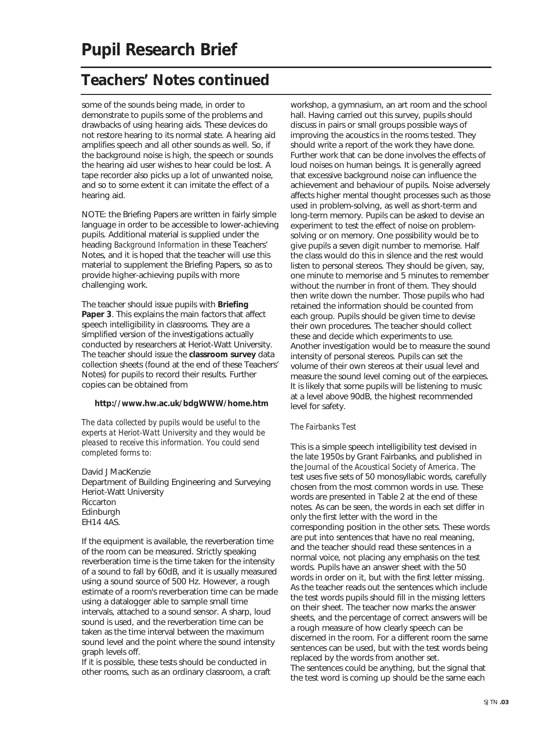# Pupil Research Brief

## Teachers' Notes continued

some of the sounds being made, in order to demonstrate to pupils some of the problems and drawbacks of using hearing aids. These devices do not restore hearing to its normal state. A hearing aid amplifies speech and all other sounds as well. So, if the background noise is high, the speech or sounds the hearing aid user wishes to hear could be lost. A tape recorder also picks up a lot of unwanted noise, and so to some extent it can imitate the effect of a hearing aid.

NOTE: the Briefing Papers are written in fairly simple language in order to be accessible to lower-achieving pupils. Additional material is supplied under the heading *Background Information* in these Teachers' Notes, and it is hoped that the teacher will use this material to supplement the Briefing Papers, so as to provide higher-achieving pupils with more challenging work.

The teacher should issue pupils with **Briefing Paper 3**. This explains the main factors that affect speech intelligibility in classrooms. They are a simplified version of the investigations actually conducted by researchers at Heriot-Watt University. The teacher should issue the **classroom survey** data collection sheets (found at the end of these Teachers' Notes) for pupils to record their results. Further copies can be obtained from

**http://www.hw.ac.uk/bdgWWW/home.htm**

*The data collected by pupils would be useful to the experts at Heriot-Watt University and they would be pleased to receive this information. You could send completed forms to:*

David J MacKenzie
Department of Building Engineering and Surveying
Heriot-Watt University
Riccarton
Edinburgh
EH14 4AS.

If the equipment is available, the reverberation time of the room can be measured. Strictly speaking reverberation time is the time taken for the intensity of a sound to fall by 60dB, and it is usually measured using a sound source of 500 Hz. However, a rough estimate of a room's reverberation time can be made using a datalogger able to sample small time intervals, attached to a sound sensor. A sharp, loud sound is used, and the reverberation time can be taken as the time interval between the maximum sound level and the point where the sound intensity graph levels off.
If it is possible, these tests should be conducted in other rooms, such as an ordinary classroom, a craft workshop, a gymnasium, an art room and the school hall. Having carried out this survey, pupils should discuss in pairs or small groups possible ways of improving the acoustics in the rooms tested. They should write a report of the work they have done.
Further work that can be done involves the effects of loud noises on human beings. It is generally agreed that excessive background noise can influence the achievement and behaviour of pupils. Noise adversely affects higher mental thought processes such as those used in problem-solving, as well as short-term and long-term memory. Pupils can be asked to devise an experiment to test the effect of noise on problem-solving or on memory. One possibility would be to give pupils a seven digit number to memorise. Half the class would do this in silence and the rest would listen to personal stereos. They should be given, say, one minute to memorise and 5 minutes to remember without the number in front of them. They should then write down the number. Those pupils who had retained the information should be counted from each group. Pupils should be given time to devise their own procedures. The teacher should collect these and decide which experiments to use.
Another investigation would be to measure the sound intensity of personal stereos. Pupils can set the volume of their own stereos at their usual level and measure the sound level coming out of the earpieces. It is likely that some pupils will be listening to music at a level above 90dB, the highest recommended level for safety.

*The Fairbanks Test*

This is a simple speech intelligibility test devised in the late 1950s by Grant Fairbanks, and published in the *Journal of the Acoustical Society of America*. The test uses five sets of 50 monosyllabic words, carefully chosen from the most common words in use. These words are presented in Table 2 at the end of these notes. As can be seen, the words in each set differ in only the first letter with the word in the corresponding position in the other sets. These words are put into sentences that have no real meaning, and the teacher should read these sentences in a normal voice, not placing any emphasis on the test words. Pupils have an answer sheet with the 50 words in order on it, but with the first letter missing. As the teacher reads out the sentences which include the test words pupils should fill in the missing letters on their sheet. The teacher now marks the answer sheets, and the percentage of correct answers will be a rough measure of how clearly speech can be discerned in the room. For a different room the same sentences can be used, but with the test words being replaced by the words from another set.
The sentences could be anything, but the signal that the test word is coming up should be the same each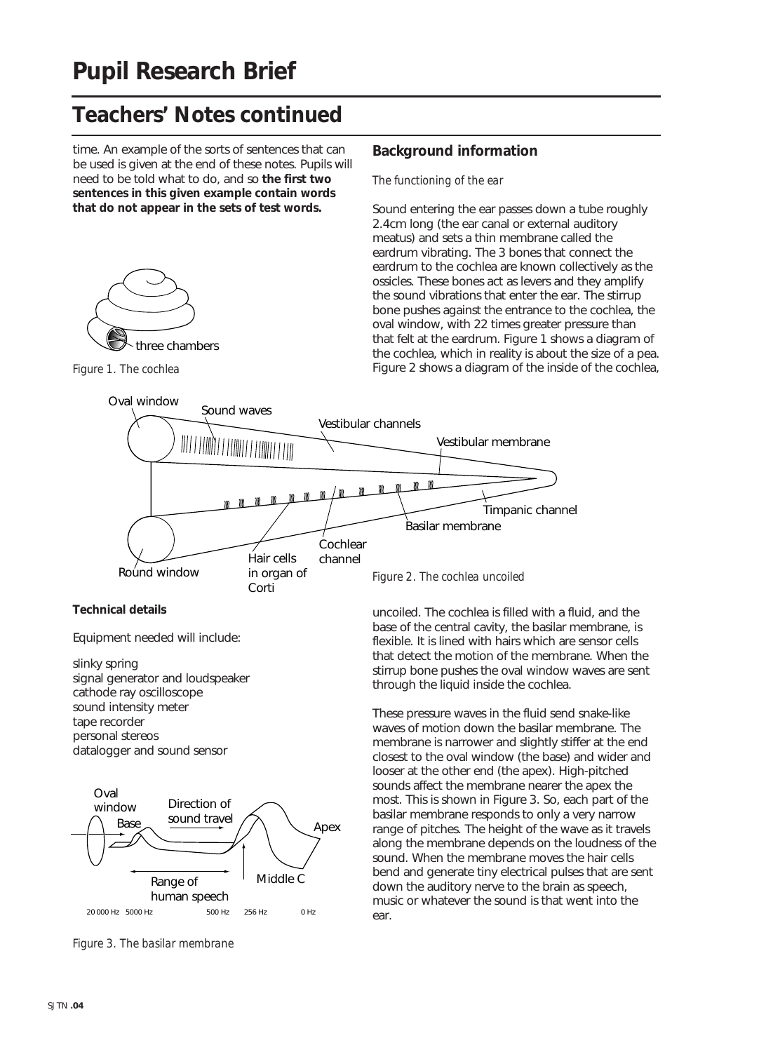# Pupil Research Brief

## Teachers' Notes continued

time. An example of the sorts of sentences that can be used is given at the end of these notes. Pupils will need to be told what to do, and so **the first two sentences in this given example contain words that do not appear in the sets of test words.**

*Figure 1. The cochlea*

### Background information

*The functioning of the ear*

Sound entering the ear passes down a tube roughly 2.4cm long (the ear canal or external auditory meatus) and sets a thin membrane called the eardrum vibrating. The 3 bones that connect the eardrum to the cochlea are known collectively as the ossicles. These bones act as levers and they amplify the sound vibrations that enter the ear. The stirrup bone pushes against the entrance to the cochlea, the oval window, with 22 times greater pressure than that felt at the eardrum. Figure 1 shows a diagram of the cochlea, which in reality is about the size of a pea. Figure 2 shows a diagram of the inside of the cochlea, uncoiled. The cochlea is filled with a fluid, and the base of the central cavity, the basilar membrane, is flexible. It is lined with hairs which are sensor cells that detect the motion of the membrane. When the stirrup bone pushes the oval window waves are sent through the liquid inside the cochlea.

*Figure 2. The cochlea uncoiled*

These pressure waves in the fluid send snake-like waves of motion down the basilar membrane. The membrane is narrower and slightly stiffer at the end closest to the oval window (the base) and wider and looser at the other end (the apex). High-pitched sounds affect the membrane nearer the apex the most. This is shown in Figure 3. So, each part of the basilar membrane responds to only a very narrow range of pitches. The height of the wave as it travels along the membrane depends on the loudness of the sound. When the membrane moves the hair cells bend and generate tiny electrical pulses that are sent down the auditory nerve to the brain as speech, music or whatever the sound is that went into the ear.

### Technical details

Equipment needed will include:

slinky spring
signal generator and loudspeaker
cathode ray oscilloscope
sound intensity meter
tape recorder
personal stereos
datalogger and sound sensor

*Figure 3. The basilar membrane*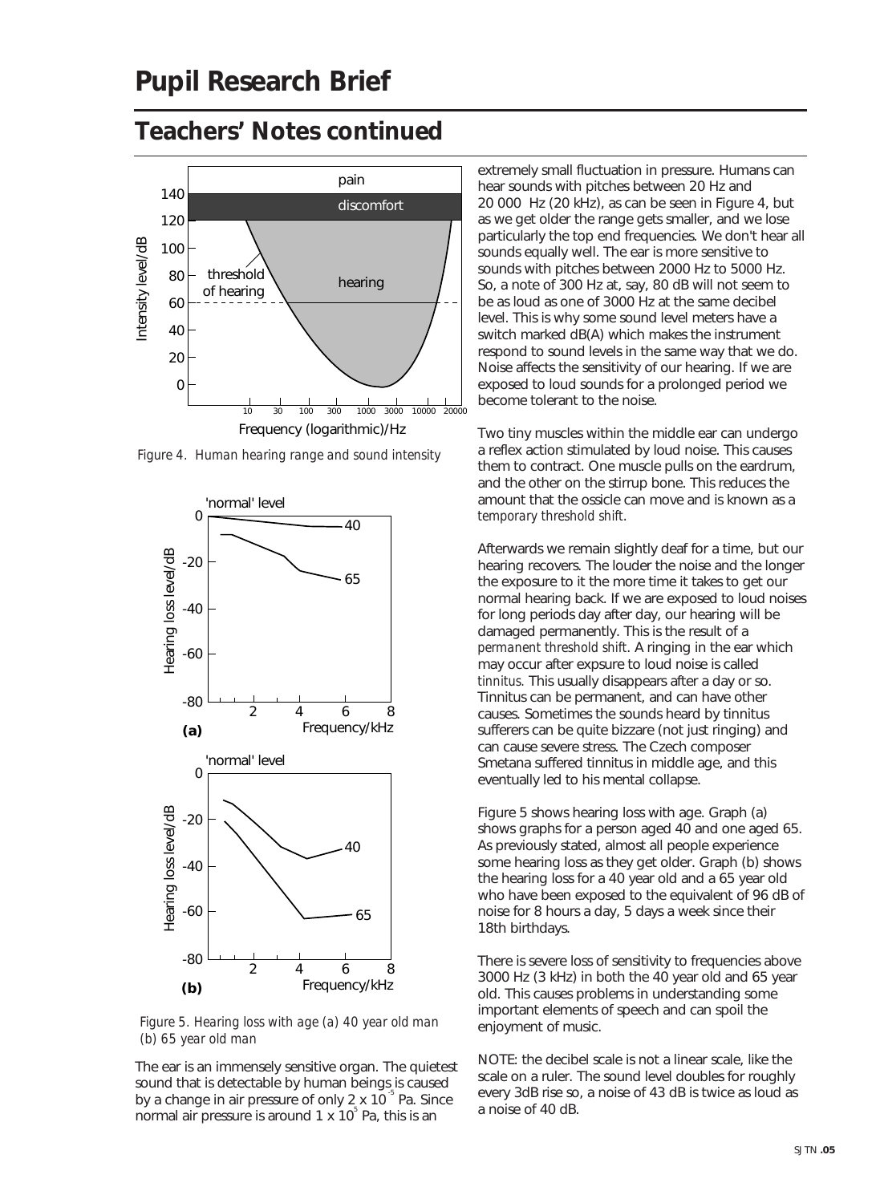# Pupil Research Brief

## Teachers' Notes continued

Figure 4. Human hearing range and sound intensity

Figure 5. Hearing loss with age (a) 40 year old man (b) 65 year old man

The ear is an immensely sensitive organ. The quietest sound that is detectable by human beings is caused by a change in air pressure of only $2 \times 10^{-5}$ Pa. Since normal air pressure is around $1 \times 10^{5}$ Pa, this is an extremely small fluctuation in pressure. Humans can hear sounds with pitches between 20 Hz and 20 000 Hz (20 kHz), as can be seen in Figure 4, but as we get older the range gets smaller, and we lose particularly the top end frequencies. We don't hear all sounds equally well. The ear is more sensitive to sounds with pitches between 2000 Hz to 5000 Hz. So, a note of 300 Hz at, say, 80 dB will not seem to be as loud as one of 3000 Hz at the same decibel level. This is why some sound level meters have a switch marked dB(A) which makes the instrument respond to sound levels in the same way that we do. Noise affects the sensitivity of our hearing. If we are exposed to loud sounds for a prolonged period we become tolerant to the noise.

Two tiny muscles within the middle ear can undergo a reflex action stimulated by loud noise. This causes them to contract. One muscle pulls on the eardrum, and the other on the stirrup bone. This reduces the amount that the ossicle can move and is known as a *temporary threshold shift*.

Afterwards we remain slightly deaf for a time, but our hearing recovers. The louder the noise and the longer the exposure to it the more time it takes to get our normal hearing back. If we are exposed to loud noises for long periods day after day, our hearing will be damaged permanently. This is the result of a *permanent threshold shift*. A ringing in the ear which may occur after expsure to loud noise is called *tinnitus*. This usually disappears after a day or so. Tinnitus can be permanent, and can have other causes. Sometimes the sounds heard by tinnitus sufferers can be quite bizzare (not just ringing) and can cause severe stress. The Czech composer Smetana suffered tinnitus in middle age, and this eventually led to his mental collapse.

Figure 5 shows hearing loss with age. Graph (a) shows graphs for a person aged 40 and one aged 65. As previously stated, almost all people experience some hearing loss as they get older. Graph (b) shows the hearing loss for a 40 year old and a 65 year old who have been exposed to the equivalent of 96 dB of noise for 8 hours a day, 5 days a week since their 18th birthdays.

There is severe loss of sensitivity to frequencies above 3000 Hz (3 kHz) in both the 40 year old and 65 year old. This causes problems in understanding some important elements of speech and can spoil the enjoyment of music.

NOTE: the decibel scale is not a linear scale, like the scale on a ruler. The sound level doubles for roughly every 3dB rise so, a noise of 43 dB is twice as loud as a noise of 40 dB.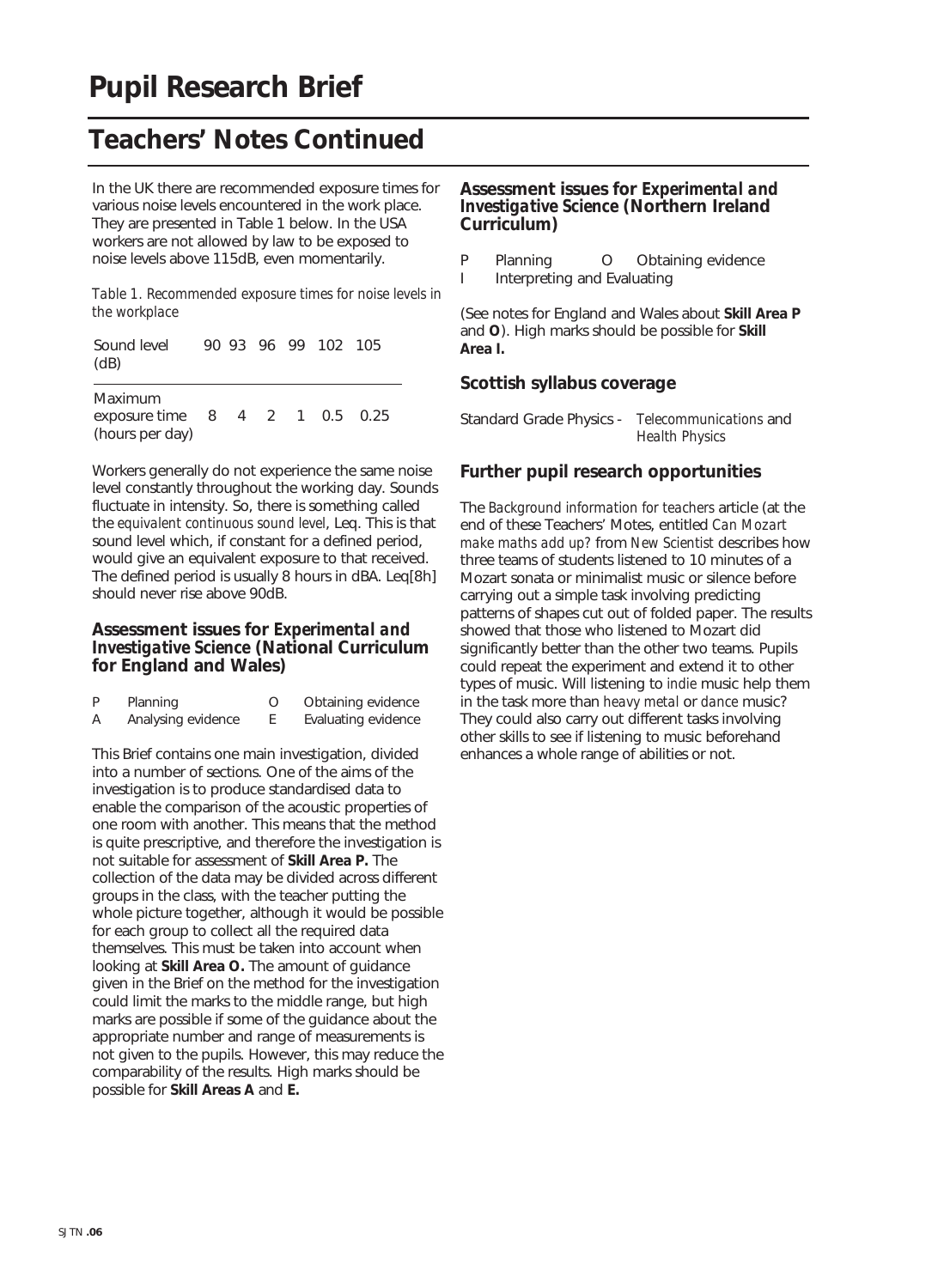# Pupil Research Brief

## Teachers' Notes Continued

In the UK there are recommended exposure times for various noise levels encountered in the work place. They are presented in Table 1 below. In the USA workers are not allowed by law to be exposed to noise levels above 115dB, even momentarily.

*Table 1. Recommended exposure times for noise levels in the workplace*

| Sound level (dB) | 90 | 93 | 96 | 99 | 102 | 105 |
|---|---|---|---|---|---|---|
| Maximum exposure time (hours per day) | 8 | 4 | 2 | 1 | 0.5 | 0.25 |

Workers generally do not experience the same noise level constantly throughout the working day. Sounds fluctuate in intensity. So, there is something called the *equivalent continuous sound level*, Leq. This is that sound level which, if constant for a defined period, would give an equivalent exposure to that received. The defined period is usually 8 hours in dBA. Leq[8h] should never rise above 90dB.

### Assessment issues for *Experimental and Investigative Science* (National Curriculum for England and Wales)

P Planning  O Obtaining evidence
A Analysing evidence  E Evaluating evidence

This Brief contains one main investigation, divided into a number of sections. One of the aims of the investigation is to produce standardised data to enable the comparison of the acoustic properties of one room with another. This means that the method is quite prescriptive, and therefore the investigation is not suitable for assessment of **Skill Area P.** The collection of the data may be divided across different groups in the class, with the teacher putting the whole picture together, although it would be possible for each group to collect all the required data themselves. This must be taken into account when looking at **Skill Area O.** The amount of guidance given in the Brief on the method for the investigation could limit the marks to the middle range, but high marks are possible if some of the guidance about the appropriate number and range of measurements is not given to the pupils. However, this may reduce the comparability of the results. High marks should be possible for **Skill Areas A** and **E.**

### Assessment issues for *Experimental and Investigative Science* (Northern Ireland Curriculum)

P Planning  O Obtaining evidence
I Interpreting and Evaluating

(See notes for England and Wales about **Skill Area P** and **O**). High marks should be possible for **Skill Area I.**

### Scottish syllabus coverage

Standard Grade Physics - *Telecommunications* and *Health Physics*

### Further pupil research opportunities

The *Background information for teachers* article (at the end of these Teachers' Motes, entitled *Can Mozart make maths add up?* from *New Scientist* describes how three teams of students listened to 10 minutes of a Mozart sonata or minimalist music or silence before carrying out a simple task involving predicting patterns of shapes cut out of folded paper. The results showed that those who listened to Mozart did significantly better than the other two teams. Pupils could repeat the experiment and extend it to other types of music. Will listening to *indie* music help them in the task more than *heavy metal* or *dance* music? They could also carry out different tasks involving other skills to see if listening to music beforehand enhances a whole range of abilities or not.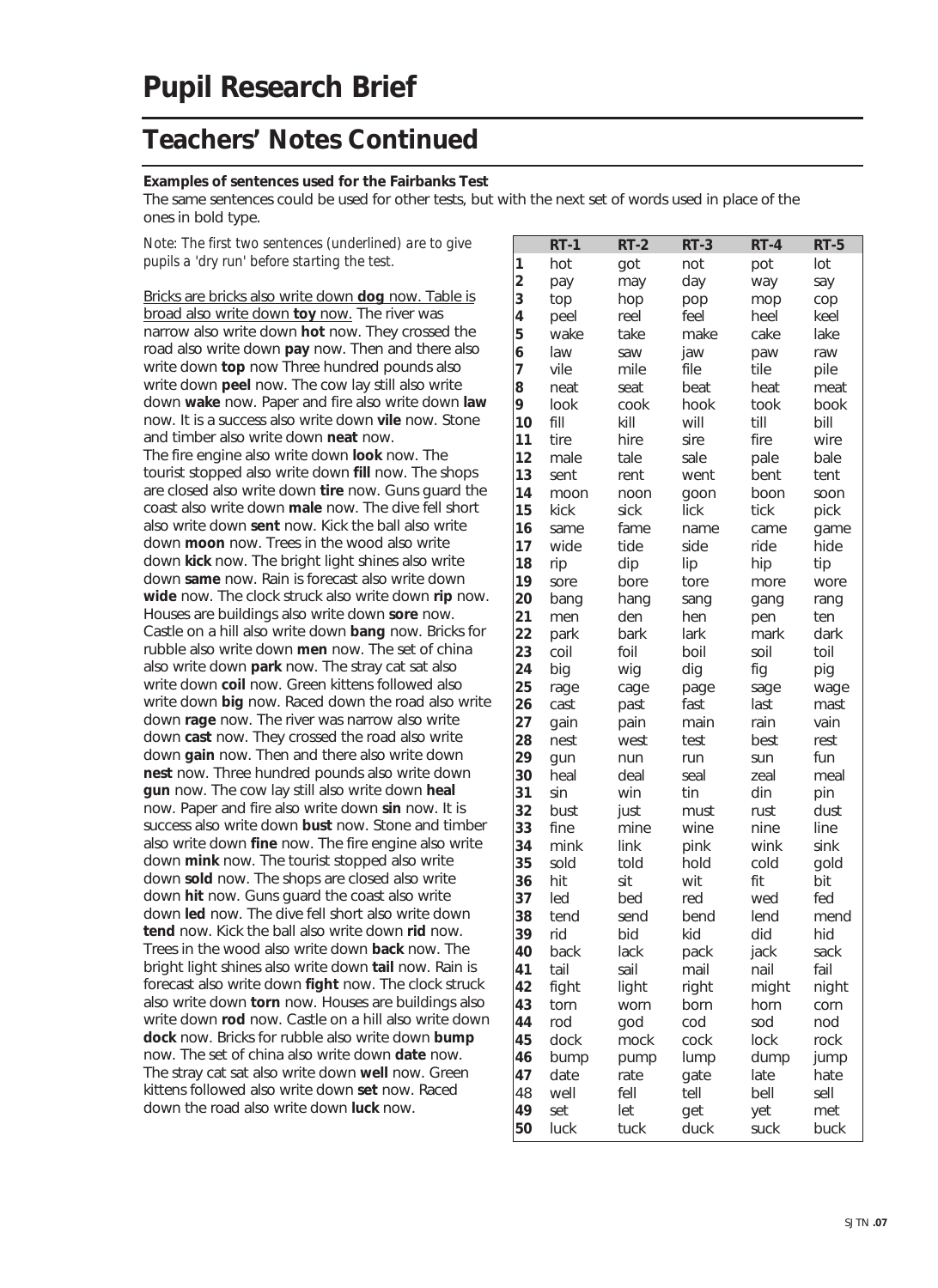# Pupil Research Brief

## Teachers' Notes Continued

**Examples of sentences used for the Fairbanks Test**

The same sentences could be used for other tests, but with the next set of words used in place of the ones in bold type.

*Note: The first two sentences (underlined) are to give pupils a 'dry run' before starting the test.*

<u>Bricks are bricks also write down **dog** now. Table is broad also write down **toy** now.</u> The river was narrow also write down **hot** now. They crossed the road also write down **pay** now. Then and there also write down **top** now Three hundred pounds also write down **peel** now. The cow lay still also write down **wake** now. Paper and fire also write down **law** now. It is a success also write down **vile** now. Stone and timber also write down **neat** now.
The fire engine also write down **look** now. The tourist stopped also write down **fill** now. The shops are closed also write down **tire** now. Guns guard the coast also write down **male** now. The dive fell short also write down **sent** now. Kick the ball also write down **moon** now. Trees in the wood also write down **kick** now. The bright light shines also write down **same** now. Rain is forecast also write down **wide** now. The clock struck also write down **rip** now. Houses are buildings also write down **sore** now. Castle on a hill also write down **bang** now. Bricks for rubble also write down **men** now. The set of china also write down **park** now. The stray cat sat also write down **coil** now. Green kittens followed also write down **big** now. Raced down the road also write down **rage** now. The river was narrow also write down **cast** now. They crossed the road also write down **gain** now. Then and there also write down **nest** now. Three hundred pounds also write down **gun** now. The cow lay still also write down **heal** now. Paper and fire also write down **sin** now. It is success also write down **bust** now. Stone and timber also write down **fine** now. The fire engine also write down **mink** now. The tourist stopped also write down **sold** now. The shops are closed also write down **hit** now. Guns guard the coast also write down **led** now. The dive fell short also write down **tend** now. Kick the ball also write down **rid** now. Trees in the wood also write down **back** now. The bright light shines also write down **tail** now. Rain is forecast also write down **fight** now. The clock struck also write down **torn** now. Houses are buildings also write down **rod** now. Castle on a hill also write down **dock** now. Bricks for rubble also write down **bump** now. The set of china also write down **date** now. The stray cat sat also write down **well** now. Green kittens followed also write down **set** now. Raced down the road also write down **luck** now.

| | RT-1 | RT-2 | RT-3 | RT-4 | RT-5 |
|---|---|---|---|---|---|
| 1 | hot | got | not | pot | lot |
| 2 | pay | may | day | way | say |
| 3 | top | hop | pop | mop | cop |
| 4 | peel | reel | feel | heel | keel |
| 5 | wake | take | make | cake | lake |
| 6 | law | saw | jaw | paw | raw |
| 7 | vile | mile | file | tile | pile |
| 8 | neat | seat | beat | heat | meat |
| 9 | look | cook | hook | took | book |
| 10 | fill | kill | will | till | bill |
| 11 | tire | hire | sire | fire | wire |
| 12 | male | tale | sale | pale | bale |
| 13 | sent | rent | went | bent | tent |
| 14 | moon | noon | goon | boon | soon |
| 15 | kick | sick | lick | tick | pick |
| 16 | same | fame | name | came | game |
| 17 | wide | tide | side | ride | hide |
| 18 | rip | dip | lip | hip | tip |
| 19 | sore | bore | tore | more | wore |
| 20 | bang | hang | sang | gang | rang |
| 21 | men | den | hen | pen | ten |
| 22 | park | bark | lark | mark | dark |
| 23 | coil | foil | boil | soil | toil |
| 24 | big | wig | dig | fig | pig |
| 25 | rage | cage | page | sage | wage |
| 26 | cast | past | fast | last | mast |
| 27 | gain | pain | main | rain | vain |
| 28 | nest | west | test | best | rest |
| 29 | gun | nun | run | sun | fun |
| 30 | heal | deal | seal | zeal | meal |
| 31 | sin | win | tin | din | pin |
| 32 | bust | just | must | rust | dust |
| 33 | fine | mine | wine | nine | line |
| 34 | mink | link | pink | wink | sink |
| 35 | sold | told | hold | cold | gold |
| 36 | hit | sit | wit | fit | bit |
| 37 | led | bed | red | wed | fed |
| 38 | tend | send | bend | lend | mend |
| 39 | rid | bid | kid | did | hid |
| 40 | back | lack | pack | jack | sack |
| 41 | tail | sail | mail | nail | fail |
| 42 | fight | light | right | might | night |
| 43 | torn | worn | born | horn | corn |
| 44 | rod | god | cod | sod | nod |
| 45 | dock | mock | cock | lock | rock |
| 46 | bump | pump | lump | dump | jump |
| 47 | date | rate | gate | late | hate |
| 48 | well | fell | tell | bell | sell |
| 49 | set | let | get | yet | met |
| 50 | luck | tuck | duck | suck | buck |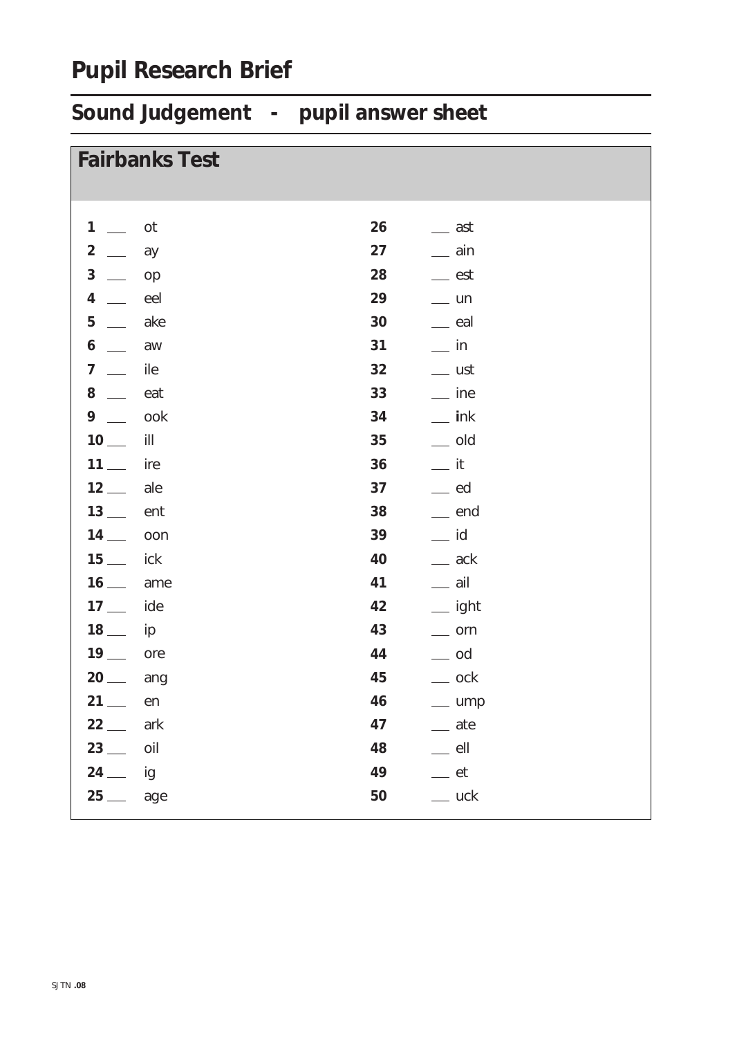# Pupil Research Brief

## Sound Judgement - pupil answer sheet

### Fairbanks Test

| | | | |
|---|---|---|---|
| **1** ___ | ot | **26** | ___ ast |
| **2** ___ | ay | **27** | ___ ain |
| **3** ___ | op | **28** | ___ est |
| **4** ___ | eel | **29** | ___ un |
| **5** ___ | ake | **30** | ___ eal |
| **6** ___ | aw | **31** | ___ in |
| **7** ___ | ile | **32** | ___ ust |
| **8** ___ | eat | **33** | ___ ine |
| **9** ___ | ook | **34** | ___ ink |
| **10** ___ | ill | **35** | ___ old |
| **11** ___ | ire | **36** | ___ it |
| **12** ___ | ale | **37** | ___ ed |
| **13** ___ | ent | **38** | ___ end |
| **14** ___ | oon | **39** | ___ id |
| **15** ___ | ick | **40** | ___ ack |
| **16** ___ | ame | **41** | ___ ail |
| **17** ___ | ide | **42** | ___ ight |
| **18** ___ | ip | **43** | ___ orn |
| **19** ___ | ore | **44** | ___ od |
| **20** ___ | ang | **45** | ___ ock |
| **21** ___ | en | **46** | ___ ump |
| **22** ___ | ark | **47** | ___ ate |
| **23** ___ | oil | **48** | ___ ell |
| **24** ___ | ig | **49** | ___ et |
| **25** ___ | age | **50** | ___ uck |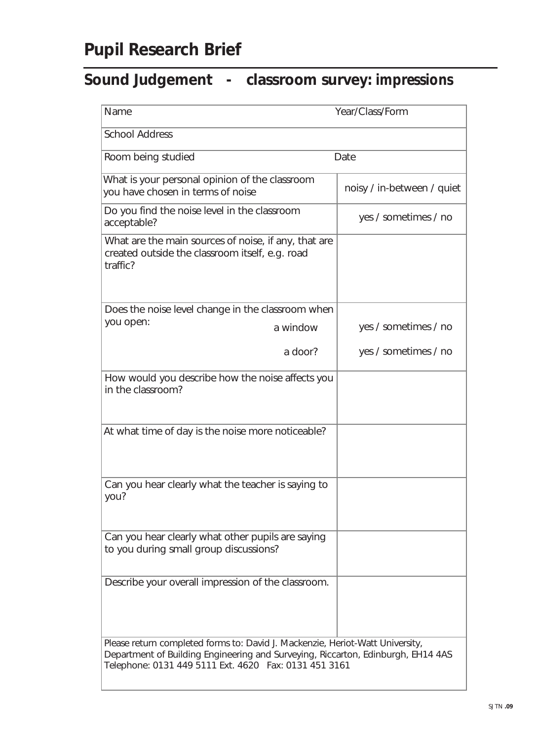# Pupil Research Brief

## Sound Judgement - classroom survey: impressions

| Name | Year/Class/Form |
|---|---|
| School Address | |
| Room being studied | Date |
| What is your personal opinion of the classroom you have chosen in terms of noise | noisy / in-between / quiet |
| Do you find the noise level in the classroom acceptable? | yes / sometimes / no |
| What are the main sources of noise, if any, that are created outside the classroom itself, e.g. road traffic? | |
| Does the noise level change in the classroom when you open: a window | yes / sometimes / no |
| a door? | yes / sometimes / no |
| How would you describe how the noise affects you in the classroom? | |
| At what time of day is the noise more noticeable? | |
| Can you hear clearly what the teacher is saying to you? | |
| Can you hear clearly what other pupils are saying to you during small group discussions? | |
| Describe your overall impression of the classroom. | |

Please return completed forms to: David J. Mackenzie, Heriot-Watt University, Department of Building Engineering and Surveying, Riccarton, Edinburgh, EH14 4AS
Telephone: 0131 449 5111 Ext. 4620 Fax: 0131 451 3161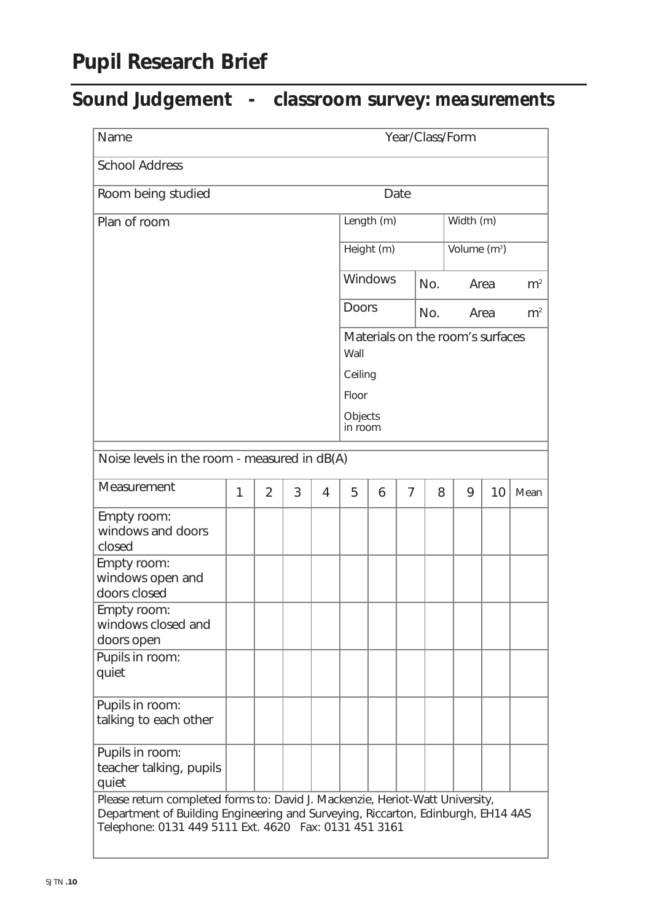# Pupil Research Brief

## Sound Judgement - classroom survey: measurements

| Name | | Year/Class/Form | |
|---|---|---|---|
| School Address | | | |
| Room being studied | | Date | |

| Plan of room | Length (m) | Width (m) |
|---|---|---|
| | Height (m) | Volume ($m^3$) |
| | Windows | No. Area $m^2$ |
| | Doors | No. Area $m^2$ |
| | Materials on the room's surfaces | |
| | Wall | |
| | Ceiling | |
| | Floor | |
| | Objects in room | |

Noise levels in the room - measured in dB(A)

| Measurement | 1 | 2 | 3 | 4 | 5 | 6 | 7 | 8 | 9 | 10 | Mean |
|---|---|---|---|---|---|---|---|---|---|---|---|
| Empty room: windows and doors closed | | | | | | | | | | | |
| Empty room: windows open and doors closed | | | | | | | | | | | |
| Empty room: windows closed and doors open | | | | | | | | | | | |
| Pupils in room: quiet | | | | | | | | | | | |
| Pupils in room: talking to each other | | | | | | | | | | | |
| Pupils in room: teacher talking, pupils quiet | | | | | | | | | | | |

Please return completed forms to: David J. Mackenzie, Heriot-Watt University, Department of Building Engineering and Surveying, Riccarton, Edinburgh, EH14 4AS
Telephone: 0131 449 5111 Ext. 4620 Fax: 0131 451 3161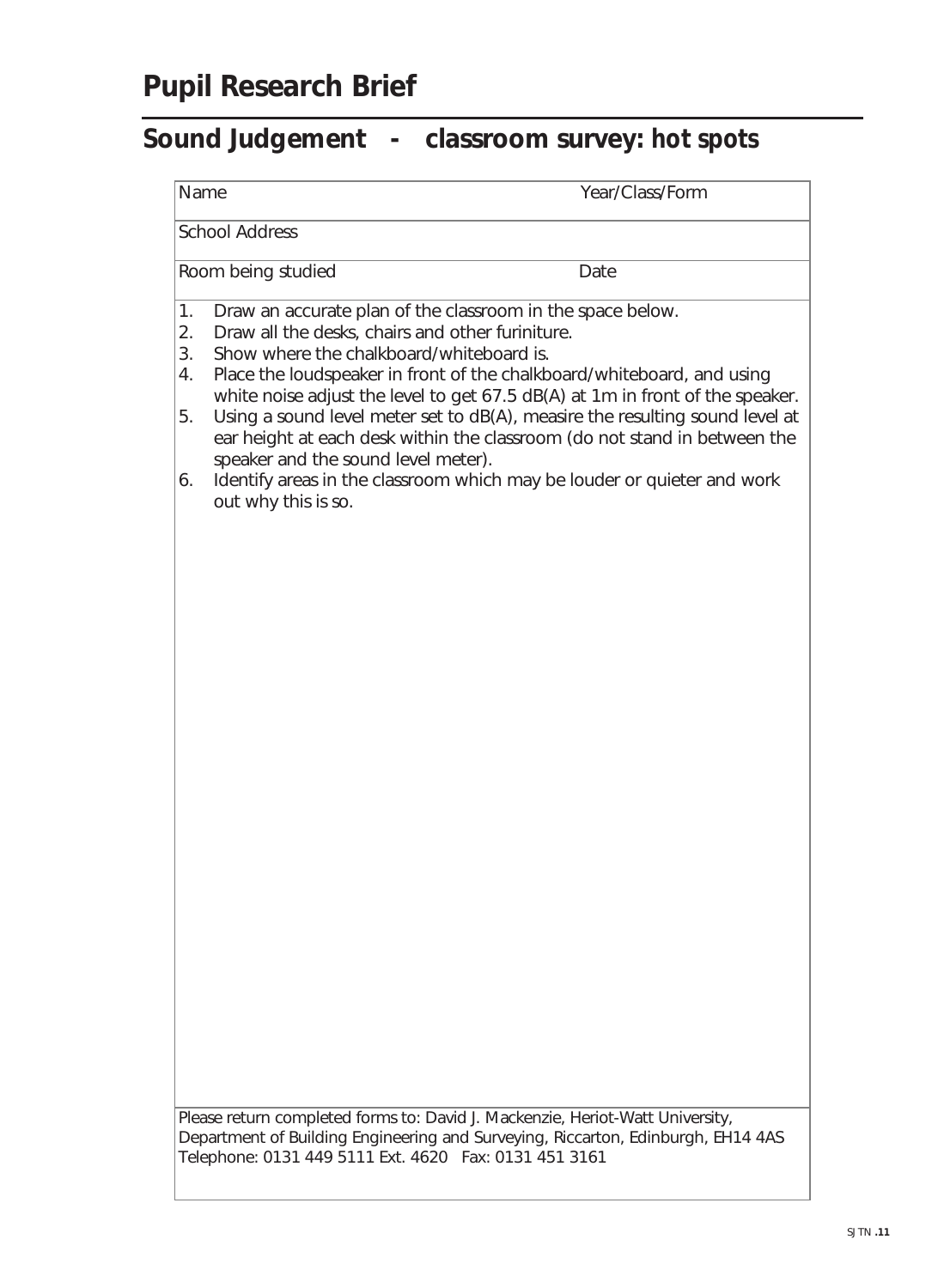# Pupil Research Brief

## Sound Judgement - classroom survey: hot spots

| | |
|---|---|
| Name | Year/Class/Form |
| School Address | |
| Room being studied | Date |

1. Draw an accurate plan of the classroom in the space below.
2. Draw all the desks, chairs and other furiniture.
3. Show where the chalkboard/whiteboard is.
4. Place the loudspeaker in front of the chalkboard/whiteboard, and using white noise adjust the level to get 67.5 dB(A) at 1m in front of the speaker.
5. Using a sound level meter set to dB(A), measire the resulting sound level at ear height at each desk within the classroom (do not stand in between the speaker and the sound level meter).
6. Identify areas in the classroom which may be louder or quieter and work out why this is so.

Please return completed forms to: David J. Mackenzie, Heriot-Watt University, Department of Building Engineering and Surveying, Riccarton, Edinburgh, EH14 4AS
Telephone: 0131 449 5111 Ext. 4620 Fax: 0131 451 3161